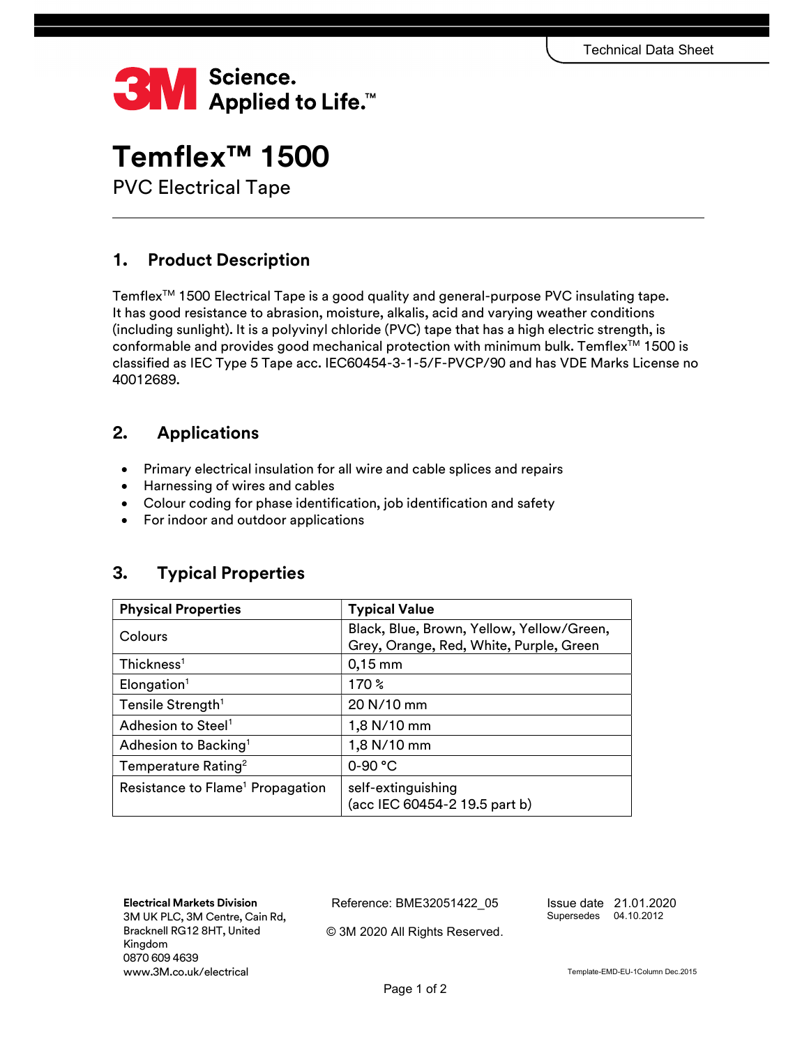Technical Data Sheet

**3M Science. Applied to Life.™**

# Temflex™ 1500

PVC Electrical Tape

## 1. Product Description

Temflex™ 1500 Electrical Tape is a good quality and general-purpose PVC insulating tape. It has good resistance to abrasion, moisture, alkalis, acid and varying weather conditions (including sunlight). It is a polyvinyl chloride (PVC) tape that has a high electric strength, is conformable and provides good mechanical protection with minimum bulk. Temflex™ 1500 is classified as IEC Type 5 Tape acc. IEC60454-3-1-5/F-PVCP/90 and has VDE Marks License no 40012689.

## 2. Applications

- Primary electrical insulation for all wire and cable splices and repairs
- Harnessing of wires and cables
- Colour coding for phase identification, job identification and safety
- For indoor and outdoor applications

## 3. Typical Properties

| Physical Properties | Typical Value |
|---|---|
| Colours | Black, Blue, Brown, Yellow, Yellow/Green, Grey, Orange, Red, White, Purple, Green |
| Thickness[1] | 0,15 mm |
| Elongation[1] | 170 % |
| Tensile Strength[1] | 20 N/10 mm |
| Adhesion to Steel[1] | 1,8 N/10 mm |
| Adhesion to Backing[1] | 1,8 N/10 mm |
| Temperature Rating[2] | 0-90 °C |
| Resistance to Flame[1] Propagation | self-extinguishing (acc IEC 60454-2 19.5 part b) |

**Electrical Markets Division**
3M UK PLC, 3M Centre, Cain Rd, Bracknell RG12 8HT, United Kingdom
0870 609 4639
www.3M.co.uk/electrical

Reference: BME32051422_05

© 3M 2020 All Rights Reserved.

Issue date 21.01.2020
Supersedes 04.10.2012

Template-EMD-EU-1Column Dec.2015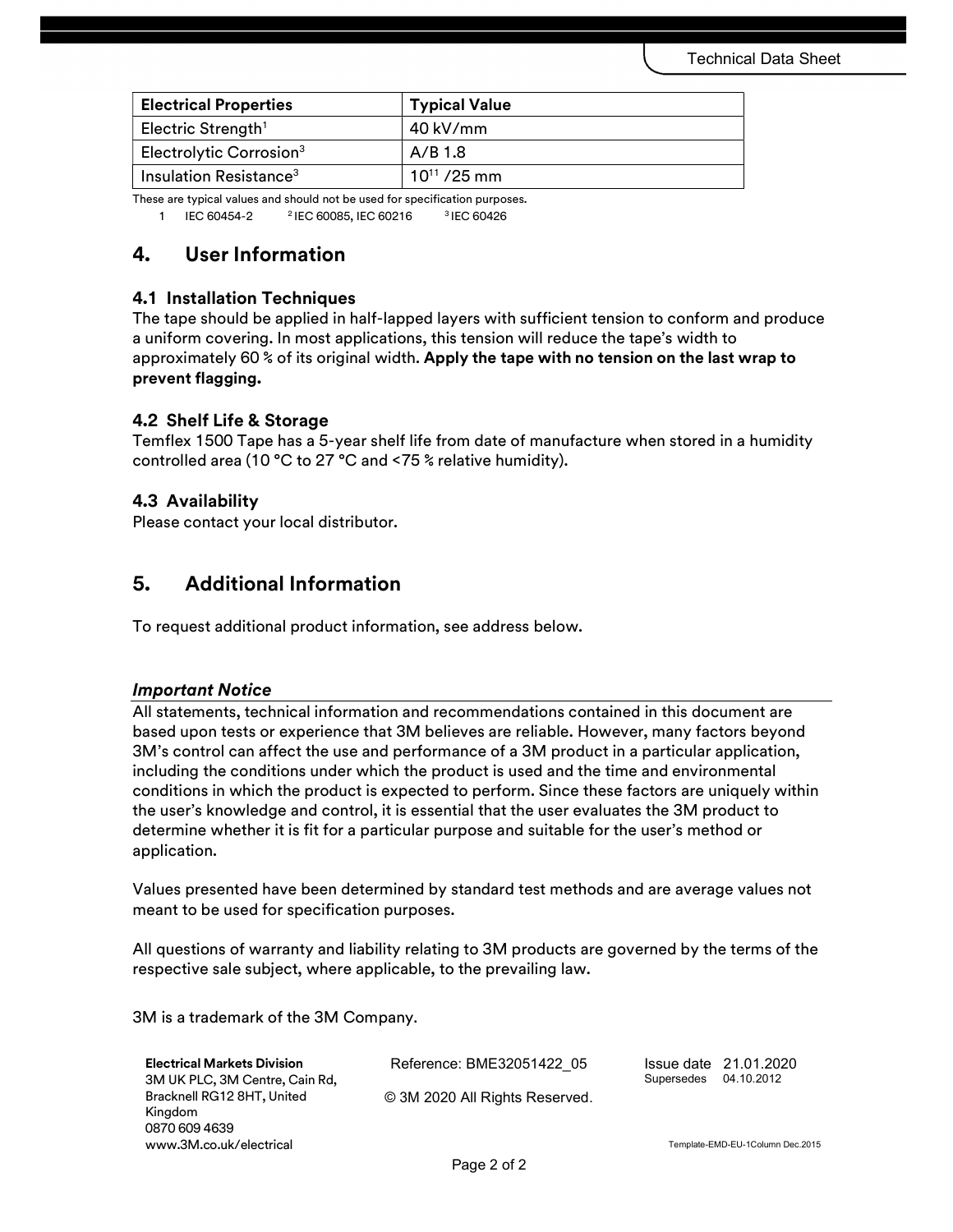| Electrical Properties | Typical Value |
| --- | --- |
| Electric Strength[1] | 40 kV/mm |
| Electrolytic Corrosion[3] | A/B 1.8 |
| Insulation Resistance[3] | $10^{11}$ /25 mm |

These are typical values and should not be used for specification purposes.

1 IEC 60454-2 [2] IEC 60085, IEC 60216 [3] IEC 60426

## 4. User Information

### 4.1 Installation Techniques

The tape should be applied in half-lapped layers with sufficient tension to conform and produce a uniform covering. In most applications, this tension will reduce the tape's width to approximately 60 % of its original width. **Apply the tape with no tension on the last wrap to prevent flagging.**

### 4.2 Shelf Life & Storage

Temflex 1500 Tape has a 5-year shelf life from date of manufacture when stored in a humidity controlled area (10 °C to 27 °C and <75 % relative humidity).

### 4.3 Availability

Please contact your local distributor.

## 5. Additional Information

To request additional product information, see address below.

***Important Notice***

All statements, technical information and recommendations contained in this document are based upon tests or experience that 3M believes are reliable. However, many factors beyond 3M's control can affect the use and performance of a 3M product in a particular application, including the conditions under which the product is used and the time and environmental conditions in which the product is expected to perform. Since these factors are uniquely within the user's knowledge and control, it is essential that the user evaluates the 3M product to determine whether it is fit for a particular purpose and suitable for the user's method or application.

Values presented have been determined by standard test methods and are average values not meant to be used for specification purposes.

All questions of warranty and liability relating to 3M products are governed by the terms of the respective sale subject, where applicable, to the prevailing law.

3M is a trademark of the 3M Company.

**Electrical Markets Division**
3M UK PLC, 3M Centre, Cain Rd, Bracknell RG12 8HT, United Kingdom
0870 609 4639
www.3M.co.uk/electrical

Reference: BME32051422_05

© 3M 2020 All Rights Reserved.

Issue date 21.01.2020
Supersedes 04.10.2012

Template-EMD-EU-1Column Dec.2015